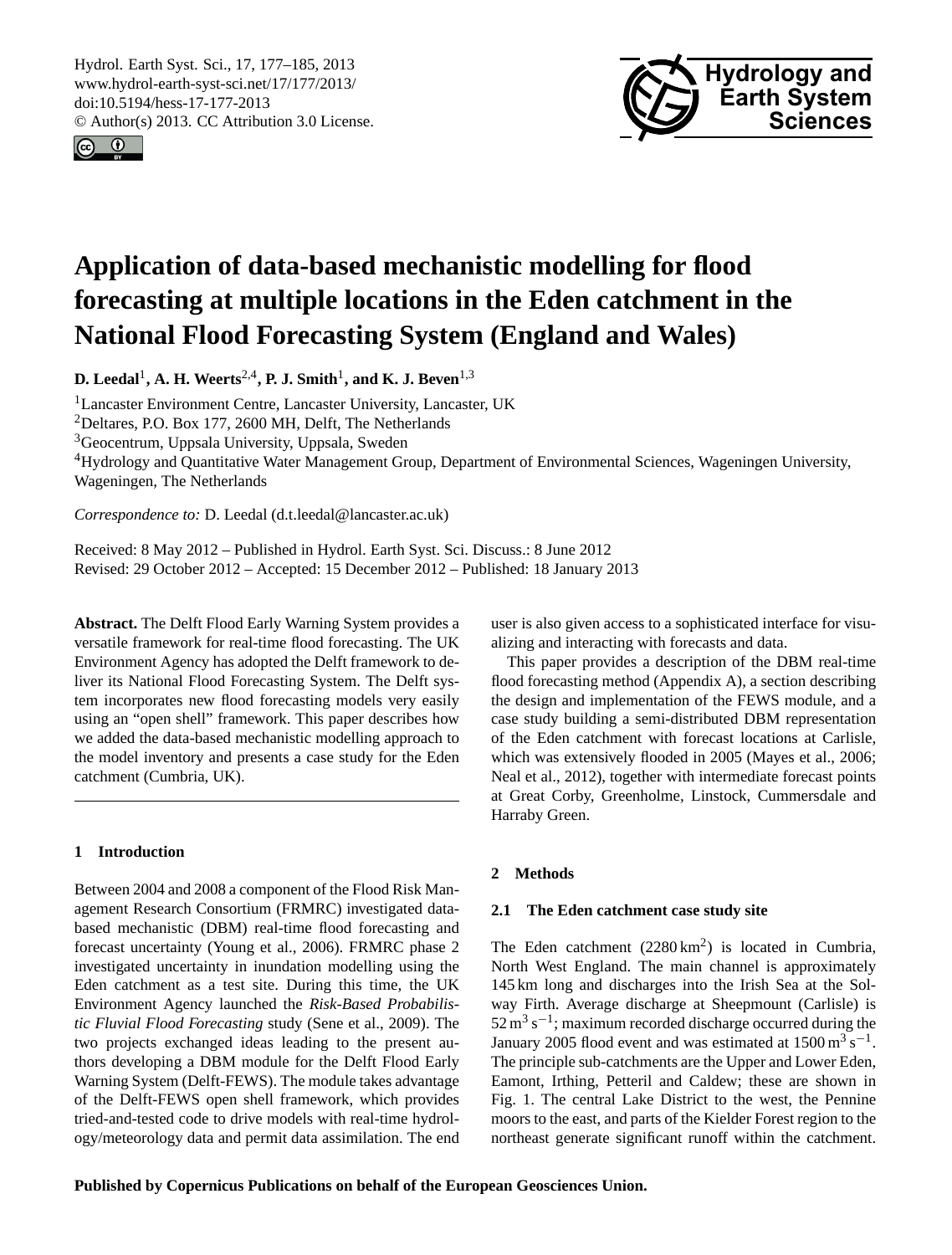# Application of data-based mechanistic modelling for flood forecasting at multiple locations in the Eden catchment in the National Flood Forecasting System (England and Wales)

**D. Leedal[1], A. H. Weerts[2,4], P. J. Smith[1], and K. J. Beven[1,3]**

[1]Lancaster Environment Centre, Lancaster University, Lancaster, UK

[2]Deltares, P.O. Box 177, 2600 MH, Delft, The Netherlands

[3]Geocentrum, Uppsala University, Uppsala, Sweden

[4]Hydrology and Quantitative Water Management Group, Department of Environmental Sciences, Wageningen University, Wageningen, The Netherlands

*Correspondence to:* D. Leedal (d.t.leedal@lancaster.ac.uk)

Received: 8 May 2012 – Published in Hydrol. Earth Syst. Sci. Discuss.: 8 June 2012
Revised: 29 October 2012 – Accepted: 15 December 2012 – Published: 18 January 2013

**Abstract.** The Delft Flood Early Warning System provides a versatile framework for real-time flood forecasting. The UK Environment Agency has adopted the Delft framework to deliver its National Flood Forecasting System. The Delft system incorporates new flood forecasting models very easily using an "open shell" framework. This paper describes how we added the data-based mechanistic modelling approach to the model inventory and presents a case study for the Eden catchment (Cumbria, UK).

## 1 Introduction

Between 2004 and 2008 a component of the Flood Risk Management Research Consortium (FRMRC) investigated data-based mechanistic (DBM) real-time flood forecasting and forecast uncertainty (Young et al., 2006). FRMRC phase 2 investigated uncertainty in inundation modelling using the Eden catchment as a test site. During this time, the UK Environment Agency launched the *Risk-Based Probabilistic Fluvial Flood Forecasting* study (Sene et al., 2009). The two projects exchanged ideas leading to the present authors developing a DBM module for the Delft Flood Early Warning System (Delft-FEWS). The module takes advantage of the Delft-FEWS open shell framework, which provides tried-and-tested code to drive models with real-time hydrology/meteorology data and permit data assimilation. The end user is also given access to a sophisticated interface for visualizing and interacting with forecasts and data.

This paper provides a description of the DBM real-time flood forecasting method (Appendix A), a section describing the design and implementation of the FEWS module, and a case study building a semi-distributed DBM representation of the Eden catchment with forecast locations at Carlisle, which was extensively flooded in 2005 (Mayes et al., 2006; Neal et al., 2012), together with intermediate forecast points at Great Corby, Greenholme, Linstock, Cummersdale and Harraby Green.

## 2 Methods

### 2.1 The Eden catchment case study site

The Eden catchment ($2280\,\mathrm{km}^2$) is located in Cumbria, North West England. The main channel is approximately 145 km long and discharges into the Irish Sea at the Solway Firth. Average discharge at Sheepmount (Carlisle) is $52\,\mathrm{m}^3\,\mathrm{s}^{-1}$; maximum recorded discharge occurred during the January 2005 flood event and was estimated at $1500\,\mathrm{m}^3\,\mathrm{s}^{-1}$. The principle sub-catchments are the Upper and Lower Eden, Eamont, Irthing, Petteril and Caldew; these are shown in Fig. 1. The central Lake District to the west, the Pennine moors to the east, and parts of the Kielder Forest region to the northeast generate significant runoff within the catchment.

**Published by Copernicus Publications on behalf of the European Geosciences Union.**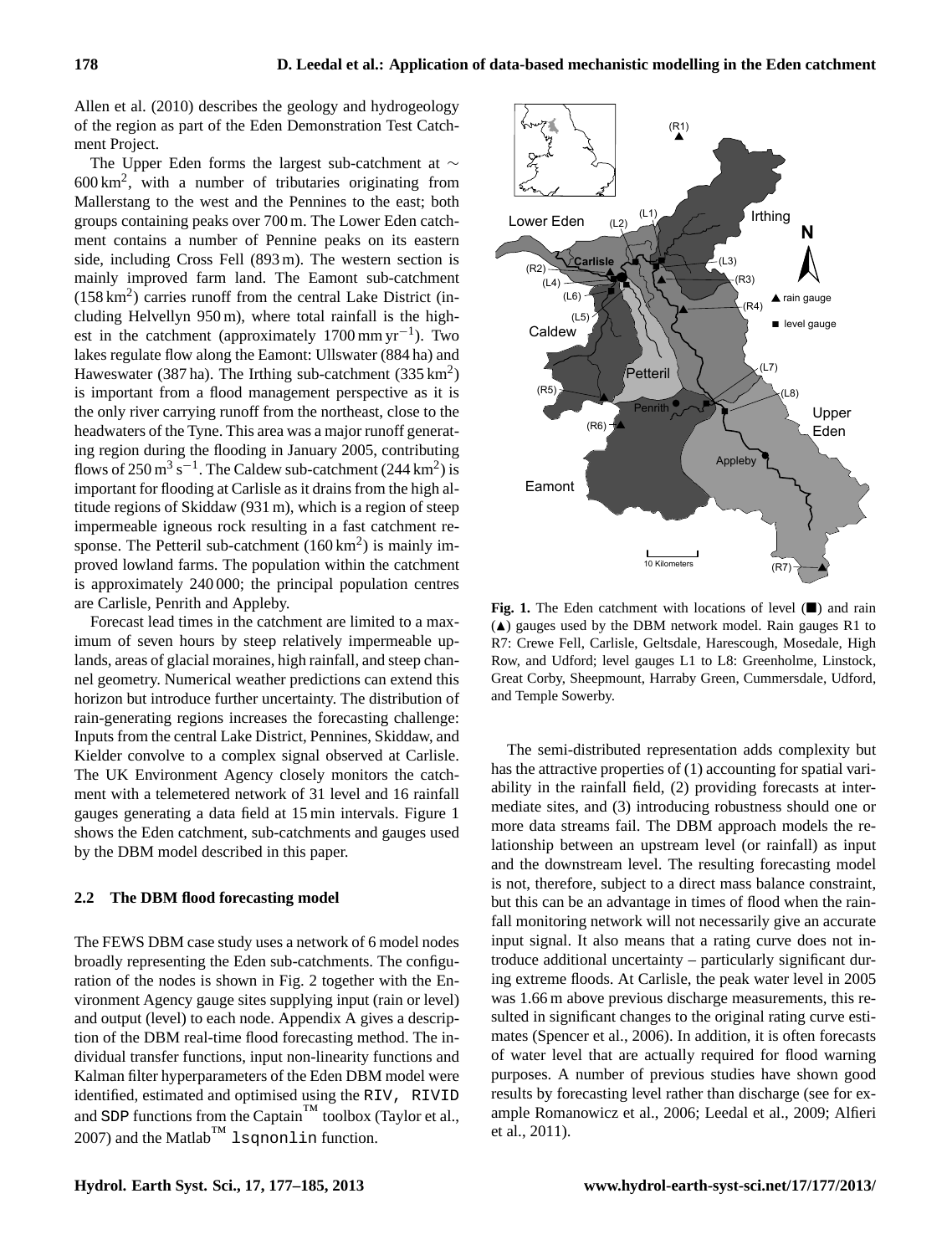Allen et al. (2010) describes the geology and hydrogeology of the region as part of the Eden Demonstration Test Catchment Project.

The Upper Eden forms the largest sub-catchment at $\sim 600\,\text{km}^2$, with a number of tributaries originating from Mallerstang to the west and the Pennines to the east; both groups containing peaks over 700 m. The Lower Eden catchment contains a number of Pennine peaks on its eastern side, including Cross Fell (893 m). The western section is mainly improved farm land. The Eamont sub-catchment ($158\,\text{km}^2$) carries runoff from the central Lake District (including Helvellyn 950 m), where total rainfall is the highest in the catchment (approximately $1700\,\text{mm}\,\text{yr}^{-1}$). Two lakes regulate flow along the Eamont: Ullswater (884 ha) and Haweswater (387 ha). The Irthing sub-catchment ($335\,\text{km}^2$) is important from a flood management perspective as it is the only river carrying runoff from the northeast, close to the headwaters of the Tyne. This area was a major runoff generating region during the flooding in January 2005, contributing flows of $250\,\text{m}^3\,\text{s}^{-1}$. The Caldew sub-catchment ($244\,\text{km}^2$) is important for flooding at Carlisle as it drains from the high altitude regions of Skiddaw (931 m), which is a region of steep impermeable igneous rock resulting in a fast catchment response. The Petteril sub-catchment ($160\,\text{km}^2$) is mainly improved lowland farms. The population within the catchment is approximately 240 000; the principal population centres are Carlisle, Penrith and Appleby.

Forecast lead times in the catchment are limited to a maximum of seven hours by steep relatively impermeable uplands, areas of glacial moraines, high rainfall, and steep channel geometry. Numerical weather predictions can extend this horizon but introduce further uncertainty. The distribution of rain-generating regions increases the forecasting challenge: Inputs from the central Lake District, Pennines, Skiddaw, and Kielder convolve to a complex signal observed at Carlisle. The UK Environment Agency closely monitors the catchment with a telemetered network of 31 level and 16 rainfall gauges generating a data field at 15 min intervals. Figure 1 shows the Eden catchment, sub-catchments and gauges used by the DBM model described in this paper.

**Fig. 1.** The Eden catchment with locations of level (■) and rain (▲) gauges used by the DBM network model. Rain gauges R1 to R7: Crewe Fell, Carlisle, Geltsdale, Harescough, Mosedale, High Row, and Udford; level gauges L1 to L8: Greenholme, Linstock, Great Corby, Sheepmount, Harraby Green, Cummersdale, Udford, and Temple Sowerby.

### 2.2 The DBM flood forecasting model

The FEWS DBM case study uses a network of 6 model nodes broadly representing the Eden sub-catchments. The configuration of the nodes is shown in Fig. 2 together with the Environment Agency gauge sites supplying input (rain or level) and output (level) to each node. Appendix A gives a description of the DBM real-time flood forecasting method. The individual transfer functions, input non-linearity functions and Kalman filter hyperparameters of the Eden DBM model were identified, estimated and optimised using the `RIV, RIVID` and `SDP` functions from the Captain™ toolbox (Taylor et al., 2007) and the Matlab™ `lsqnonlin` function.

The semi-distributed representation adds complexity but has the attractive properties of (1) accounting for spatial variability in the rainfall field, (2) providing forecasts at intermediate sites, and (3) introducing robustness should one or more data streams fail. The DBM approach models the relationship between an upstream level (or rainfall) as input and the downstream level. The resulting forecasting model is not, therefore, subject to a direct mass balance constraint, but this can be an advantage in times of flood when the rainfall monitoring network will not necessarily give an accurate input signal. It also means that a rating curve does not introduce additional uncertainty – particularly significant during extreme floods. At Carlisle, the peak water level in 2005 was 1.66 m above previous discharge measurements, this resulted in significant changes to the original rating curve estimates (Spencer et al., 2006). In addition, it is often forecasts of water level that are actually required for flood warning purposes. A number of previous studies have shown good results by forecasting level rather than discharge (see for example Romanowicz et al., 2006; Leedal et al., 2009; Alfieri et al., 2011).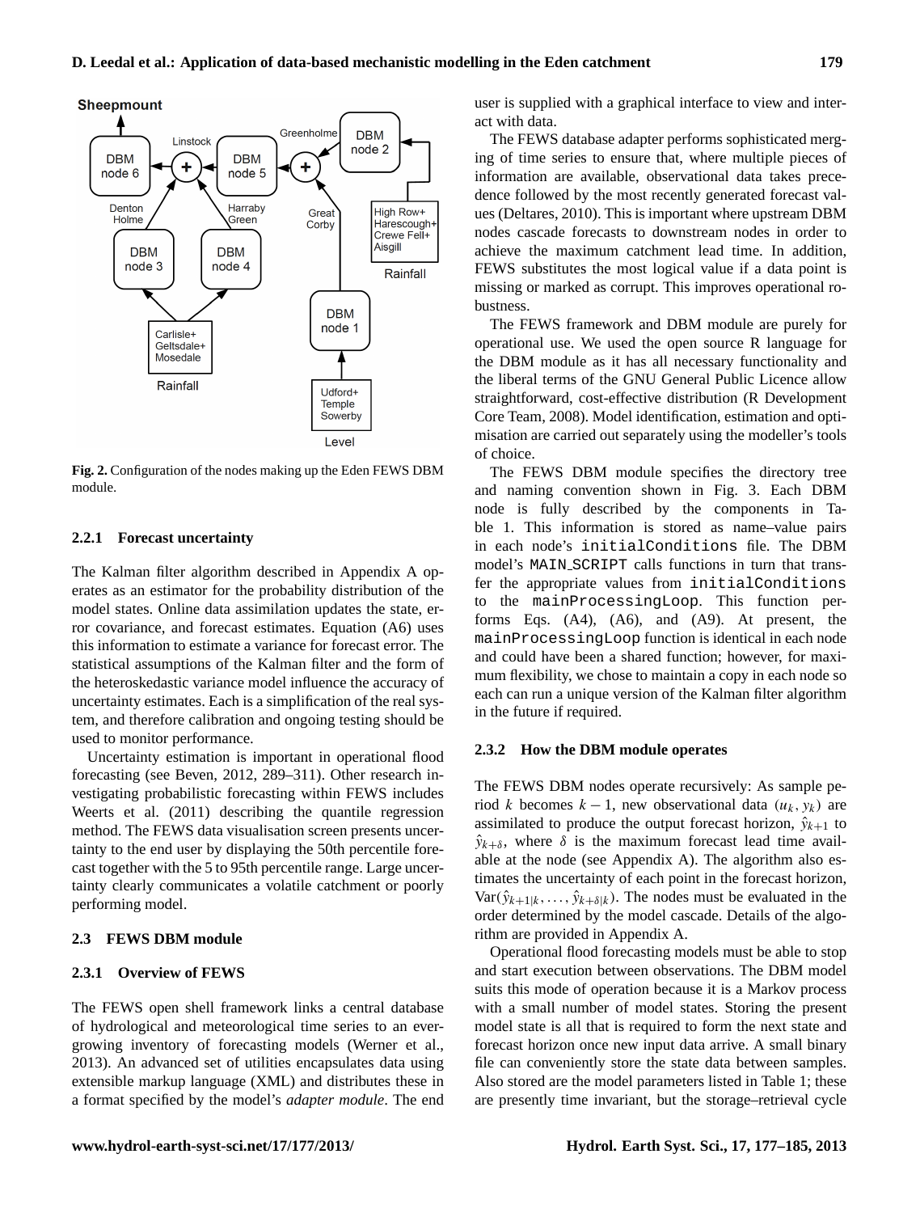Fig. 2. Configuration of the nodes making up the Eden FEWS DBM module.

#### 2.2.1 Forecast uncertainty

The Kalman filter algorithm described in Appendix A operates as an estimator for the probability distribution of the model states. Online data assimilation updates the state, error covariance, and forecast estimates. Equation (A6) uses this information to estimate a variance for forecast error. The statistical assumptions of the Kalman filter and the form of the heteroskedastic variance model influence the accuracy of uncertainty estimates. Each is a simplification of the real system, and therefore calibration and ongoing testing should be used to monitor performance.

Uncertainty estimation is important in operational flood forecasting (see Beven, 2012, 289–311). Other research investigating probabilistic forecasting within FEWS includes Weerts et al. (2011) describing the quantile regression method. The FEWS data visualisation screen presents uncertainty to the end user by displaying the 50th percentile forecast together with the 5 to 95th percentile range. Large uncertainty clearly communicates a volatile catchment or poorly performing model.

### 2.3 FEWS DBM module

#### 2.3.1 Overview of FEWS

The FEWS open shell framework links a central database of hydrological and meteorological time series to an ever-growing inventory of forecasting models (Werner et al., 2013). An advanced set of utilities encapsulates data using extensible markup language (XML) and distributes these in a format specified by the model's *adapter module*. The end user is supplied with a graphical interface to view and interact with data.

The FEWS database adapter performs sophisticated merging of time series to ensure that, where multiple pieces of information are available, observational data takes precedence followed by the most recently generated forecast values (Deltares, 2010). This is important where upstream DBM nodes cascade forecasts to downstream nodes in order to achieve the maximum catchment lead time. In addition, FEWS substitutes the most logical value if a data point is missing or marked as corrupt. This improves operational robustness.

The FEWS framework and DBM module are purely for operational use. We used the open source R language for the DBM module as it has all necessary functionality and the liberal terms of the GNU General Public Licence allow straightforward, cost-effective distribution (R Development Core Team, 2008). Model identification, estimation and optimisation are carried out separately using the modeller's tools of choice.

The FEWS DBM module specifies the directory tree and naming convention shown in Fig. 3. Each DBM node is fully described by the components in Table 1. This information is stored as name–value pairs in each node's `initialConditions` file. The DBM model's `MAIN_SCRIPT` calls functions in turn that transfer the appropriate values from `initialConditions` to the `mainProcessingLoop`. This function performs Eqs. (A4), (A6), and (A9). At present, the `mainProcessingLoop` function is identical in each node and could have been a shared function; however, for maximum flexibility, we chose to maintain a copy in each node so each can run a unique version of the Kalman filter algorithm in the future if required.

#### 2.3.2 How the DBM module operates

The FEWS DBM nodes operate recursively: As sample period $k$ becomes $k-1$, new observational data $(u_k, y_k)$ are assimilated to produce the output forecast horizon, $\hat{y}_{k+1}$ to $\hat{y}_{k+\delta}$, where $\delta$ is the maximum forecast lead time available at the node (see Appendix A). The algorithm also estimates the uncertainty of each point in the forecast horizon, $\mathrm{Var}(\hat{y}_{k+1|k}, \ldots, \hat{y}_{k+\delta|k})$. The nodes must be evaluated in the order determined by the model cascade. Details of the algorithm are provided in Appendix A.

Operational flood forecasting models must be able to stop and start execution between observations. The DBM model suits this mode of operation because it is a Markov process with a small number of model states. Storing the present model state is all that is required to form the next state and forecast horizon once new input data arrive. A small binary file can conveniently store the state data between samples. Also stored are the model parameters listed in Table 1; these are presently time invariant, but the storage–retrieval cycle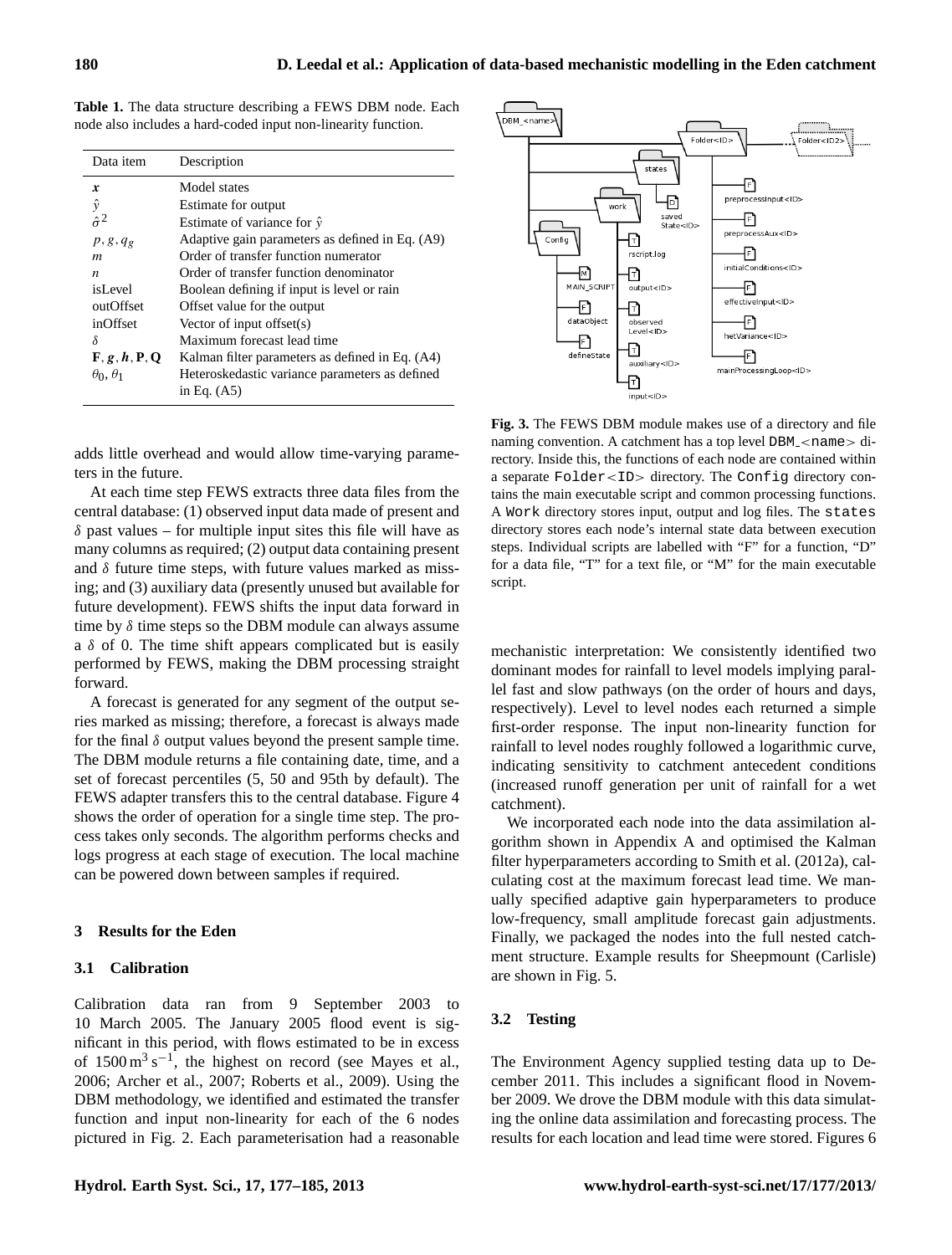**Table 1.** The data structure describing a FEWS DBM node. Each node also includes a hard-coded input non-linearity function.

| Data item | Description |
|---|---|
| $\boldsymbol{x}$ | Model states |
| $\hat{y}$ | Estimate for output |
| $\hat{\sigma}^2$ | Estimate of variance for $\hat{y}$ |
| $p, g, q_g$ | Adaptive gain parameters as defined in Eq. (A9) |
| $m$ | Order of transfer function numerator |
| $n$ | Order of transfer function denominator |
| isLevel | Boolean defining if input is level or rain |
| outOffset | Offset value for the output |
| inOffset | Vector of input offset(s) |
| $\delta$ | Maximum forecast lead time |
| $\mathbf{F}, \boldsymbol{g}, \boldsymbol{h}, \mathbf{P}, \mathbf{Q}$ | Kalman filter parameters as defined in Eq. (A4) |
| $\theta_0, \theta_1$ | Heteroskedastic variance parameters as defined in Eq. (A5) |

adds little overhead and would allow time-varying parameters in the future.

At each time step FEWS extracts three data files from the central database: (1) observed input data made of present and $\delta$ past values – for multiple input sites this file will have as many columns as required; (2) output data containing present and $\delta$ future time steps, with future values marked as missing; and (3) auxiliary data (presently unused but available for future development). FEWS shifts the input data forward in time by $\delta$ time steps so the DBM module can always assume a $\delta$ of 0. The time shift appears complicated but is easily performed by FEWS, making the DBM processing straight forward.

A forecast is generated for any segment of the output series marked as missing; therefore, a forecast is always made for the final $\delta$ output values beyond the present sample time. The DBM module returns a file containing date, time, and a set of forecast percentiles (5, 50 and 95th by default). The FEWS adapter transfers this to the central database. Figure 4 shows the order of operation for a single time step. The process takes only seconds. The algorithm performs checks and logs progress at each stage of execution. The local machine can be powered down between samples if required.

**Fig. 3.** The FEWS DBM module makes use of a directory and file naming convention. A catchment has a top level `DBM_<name>` directory. Inside this, the functions of each node are contained within a separate `Folder<ID>` directory. The `Config` directory contains the main executable script and common processing functions. A `Work` directory stores input, output and log files. The `states` directory stores each node's internal state data between execution steps. Individual scripts are labelled with "F" for a function, "D" for a data file, "T" for a text file, or "M" for the main executable script.

## 3 Results for the Eden

### 3.1 Calibration

Calibration data ran from 9 September 2003 to 10 March 2005. The January 2005 flood event is significant in this period, with flows estimated to be in excess of $1500\,\mathrm{m^3\,s^{-1}}$, the highest on record (see Mayes et al., 2006; Archer et al., 2007; Roberts et al., 2009). Using the DBM methodology, we identified and estimated the transfer function and input non-linearity for each of the 6 nodes pictured in Fig. 2. Each parameterisation had a reasonable mechanistic interpretation: We consistently identified two dominant modes for rainfall to level models implying parallel fast and slow pathways (on the order of hours and days, respectively). Level to level nodes each returned a simple first-order response. The input non-linearity function for rainfall to level nodes roughly followed a logarithmic curve, indicating sensitivity to catchment antecedent conditions (increased runoff generation per unit of rainfall for a wet catchment).

We incorporated each node into the data assimilation algorithm shown in Appendix A and optimised the Kalman filter hyperparameters according to Smith et al. (2012a), calculating cost at the maximum forecast lead time. We manually specified adaptive gain hyperparameters to produce low-frequency, small amplitude forecast gain adjustments. Finally, we packaged the nodes into the full nested catchment structure. Example results for Sheepmount (Carlisle) are shown in Fig. 5.

### 3.2 Testing

The Environment Agency supplied testing data up to December 2011. This includes a significant flood in November 2009. We drove the DBM module with this data simulating the online data assimilation and forecasting process. The results for each location and lead time were stored. Figures 6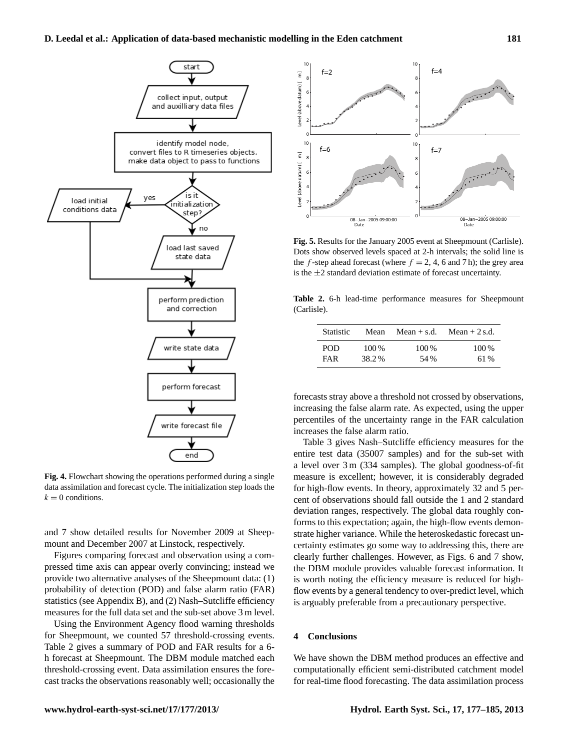**Fig. 4.** Flowchart showing the operations performed during a single data assimilation and forecast cycle. The initialization step loads the $k = 0$ conditions.

and 7 show detailed results for November 2009 at Sheepmount and December 2007 at Linstock, respectively.

Figures comparing forecast and observation using a compressed time axis can appear overly convincing; instead we provide two alternative analyses of the Sheepmount data: (1) probability of detection (POD) and false alarm ratio (FAR) statistics (see Appendix B), and (2) Nash–Sutcliffe efficiency measures for the full data set and the sub-set above 3 m level.

Using the Environment Agency flood warning thresholds for Sheepmount, we counted 57 threshold-crossing events. Table 2 gives a summary of POD and FAR results for a 6-h forecast at Sheepmount. The DBM module matched each threshold-crossing event. Data assimilation ensures the forecast tracks the observations reasonably well; occasionally the forecasts stray above a threshold not crossed by observations, increasing the false alarm rate. As expected, using the upper percentiles of the uncertainty range in the FAR calculation increases the false alarm ratio.

**Fig. 5.** Results for the January 2005 event at Sheepmount (Carlisle). Dots show observed levels spaced at 2-h intervals; the solid line is the $f$-step ahead forecast (where $f = 2$, 4, 6 and 7 h); the grey area is the $\pm 2$ standard deviation estimate of forecast uncertainty.

**Table 2.** 6-h lead-time performance measures for Sheepmount (Carlisle).

| Statistic | Mean | Mean + s.d. | Mean + 2 s.d. |
|---|---|---|---|
| POD | 100 % | 100 % | 100 % |
| FAR | 38.2 % | 54 % | 61 % |

Table 3 gives Nash–Sutcliffe efficiency measures for the entire test data (35007 samples) and for the sub-set with a level over 3 m (334 samples). The global goodness-of-fit measure is excellent; however, it is considerably degraded for high-flow events. In theory, approximately 32 and 5 percent of observations should fall outside the 1 and 2 standard deviation ranges, respectively. The global data roughly conforms to this expectation; again, the high-flow events demonstrate higher variance. While the heteroskedastic forecast uncertainty estimates go some way to addressing this, there are clearly further challenges. However, as Figs. 6 and 7 show, the DBM module provides valuable forecast information. It is worth noting the efficiency measure is reduced for high-flow events by a general tendency to over-predict level, which is arguably preferable from a precautionary perspective.

## 4 Conclusions

We have shown the DBM method produces an effective and computationally efficient semi-distributed catchment model for real-time flood forecasting. The data assimilation process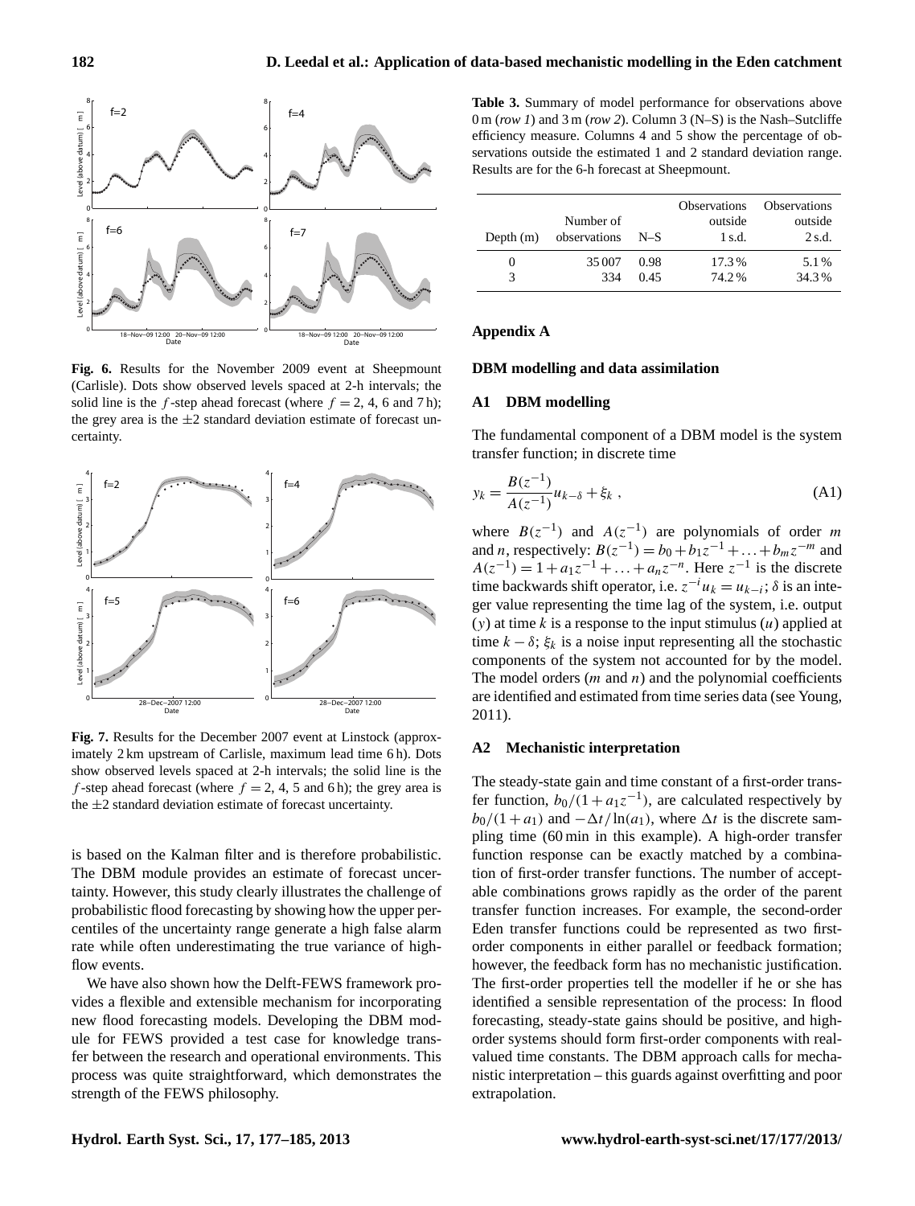**Fig. 6.** Results for the November 2009 event at Sheepmount (Carlisle). Dots show observed levels spaced at 2-h intervals; the solid line is the $f$-step ahead forecast (where $f = 2$, 4, 6 and 7 h); the grey area is the $\pm 2$ standard deviation estimate of forecast uncertainty.

**Fig. 7.** Results for the December 2007 event at Linstock (approximately 2 km upstream of Carlisle, maximum lead time 6 h). Dots show observed levels spaced at 2-h intervals; the solid line is the $f$-step ahead forecast (where $f = 2$, 4, 5 and 6 h); the grey area is the $\pm 2$ standard deviation estimate of forecast uncertainty.

is based on the Kalman filter and is therefore probabilistic. The DBM module provides an estimate of forecast uncertainty. However, this study clearly illustrates the challenge of probabilistic flood forecasting by showing how the upper percentiles of the uncertainty range generate a high false alarm rate while often underestimating the true variance of high-flow events.

We have also shown how the Delft-FEWS framework provides a flexible and extensible mechanism for incorporating new flood forecasting models. Developing the DBM module for FEWS provided a test case for knowledge transfer between the research and operational environments. This process was quite straightforward, which demonstrates the strength of the FEWS philosophy.

**Table 3.** Summary of model performance for observations above 0 m (*row 1*) and 3 m (*row 2*). Column 3 (N–S) is the Nash–Sutcliffe efficiency measure. Columns 4 and 5 show the percentage of observations outside the estimated 1 and 2 standard deviation range. Results are for the 6-h forecast at Sheepmount.

| Depth (m) | Number of observations | N–S | Observations outside 1 s.d. | Observations outside 2 s.d. |
|---|---|---|---|---|
| 0 | 35 007 | 0.98 | 17.3 % | 5.1 % |
| 3 | 334 | 0.45 | 74.2 % | 34.3 % |

## Appendix A

### DBM modelling and data assimilation

### A1 DBM modelling

The fundamental component of a DBM model is the system transfer function; in discrete time

$$y_k = \frac{B(z^{-1})}{A(z^{-1})} u_{k-\delta} + \xi_k \,, \tag{A1}$$

where $B(z^{-1})$ and $A(z^{-1})$ are polynomials of order $m$ and $n$, respectively: $B(z^{-1}) = b_0 + b_1 z^{-1} + \ldots + b_m z^{-m}$ and $A(z^{-1}) = 1 + a_1 z^{-1} + \ldots + a_n z^{-n}$. Here $z^{-1}$ is the discrete time backwards shift operator, i.e. $z^{-i} u_k = u_{k-i}$; $\delta$ is an integer value representing the time lag of the system, i.e. output ($y$) at time $k$ is a response to the input stimulus ($u$) applied at time $k - \delta$; $\xi_k$ is a noise input representing all the stochastic components of the system not accounted for by the model. The model orders ($m$ and $n$) and the polynomial coefficients are identified and estimated from time series data (see Young, 2011).

### A2 Mechanistic interpretation

The steady-state gain and time constant of a first-order transfer function, $b_0/(1 + a_1 z^{-1})$, are calculated respectively by $b_0/(1 + a_1)$ and $-\Delta t / \ln(a_1)$, where $\Delta t$ is the discrete sampling time (60 min in this example). A high-order transfer function response can be exactly matched by a combination of first-order transfer functions. The number of acceptable combinations grows rapidly as the order of the parent transfer function increases. For example, the second-order Eden transfer functions could be represented as two first-order components in either parallel or feedback formation; however, the feedback form has no mechanistic justification. The first-order properties tell the modeller if he or she has identified a sensible representation of the process: In flood forecasting, steady-state gains should be positive, and high-order systems should form first-order components with real-valued time constants. The DBM approach calls for mechanistic interpretation – this guards against overfitting and poor extrapolation.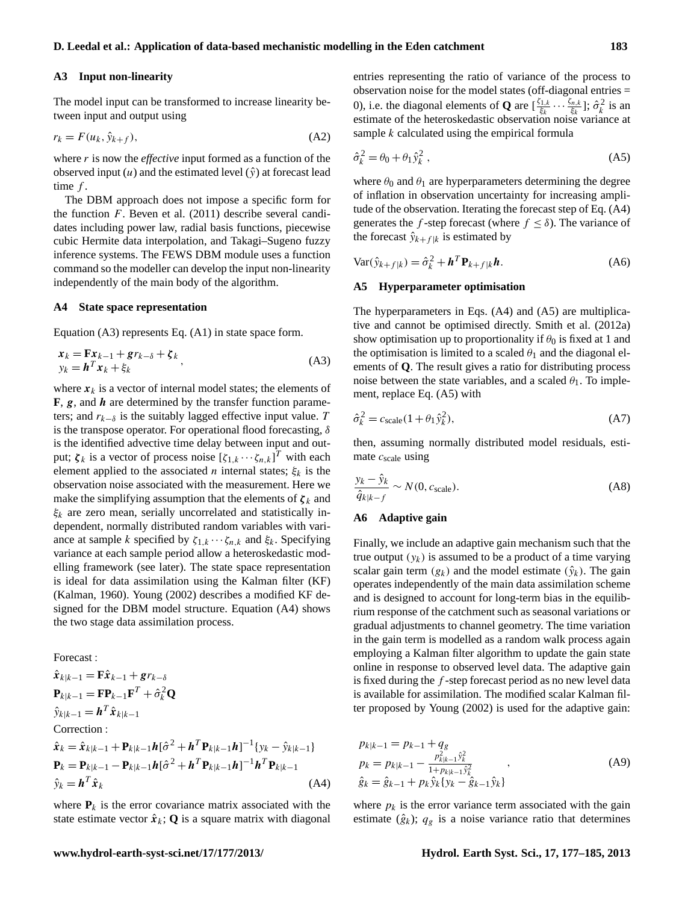### A3 Input non-linearity

The model input can be transformed to increase linearity between input and output using

$$r_k = F(u_k, \hat{y}_{k+f}), \tag{A2}$$

where $r$ is now the *effective* input formed as a function of the observed input ($u$) and the estimated level ($\hat{y}$) at forecast lead time $f$.

The DBM approach does not impose a specific form for the function $F$. Beven et al. (2011) describe several candidates including power law, radial basis functions, piecewise cubic Hermite data interpolation, and Takagi–Sugeno fuzzy inference systems. The FEWS DBM module uses a function command so the modeller can develop the input non-linearity independently of the main body of the algorithm.

### A4 State space representation

Equation (A3) represents Eq. (A1) in state space form.

$$\begin{aligned} \boldsymbol{x}_k &= \mathbf{F}\boldsymbol{x}_{k-1} + \boldsymbol{g} r_{k-\delta} + \boldsymbol{\zeta}_k \\ y_k &= \boldsymbol{h}^T \boldsymbol{x}_k + \xi_k \end{aligned}, \tag{A3}$$

where $\boldsymbol{x}_k$ is a vector of internal model states; the elements of $\mathbf{F}$, $\boldsymbol{g}$, and $\boldsymbol{h}$ are determined by the transfer function parameters; and $r_{k-\delta}$ is the suitably lagged effective input value. $T$ is the transpose operator. For operational flood forecasting, $\delta$ is the identified advective time delay between input and output; $\boldsymbol{\zeta}_k$ is a vector of process noise $[\zeta_{1,k} \cdots \zeta_{n,k}]^T$ with each element applied to the associated $n$ internal states; $\xi_k$ is the observation noise associated with the measurement. Here we make the simplifying assumption that the elements of $\boldsymbol{\zeta}_k$ and $\xi_k$ are zero mean, serially uncorrelated and statistically independent, normally distributed random variables with variance at sample $k$ specified by $\zeta_{1,k} \cdots \zeta_{n,k}$ and $\xi_k$. Specifying variance at each sample period allow a heteroskedastic modelling framework (see later). The state space representation is ideal for data assimilation using the Kalman filter (KF) (Kalman, 1960). Young (2002) describes a modified KF designed for the DBM model structure. Equation (A4) shows the two stage data assimilation process.

Forecast :

$$\begin{aligned} \hat{\boldsymbol{x}}_{k|k-1} &= \mathbf{F}\hat{\boldsymbol{x}}_{k-1} + \boldsymbol{g} r_{k-\delta} \\ \mathbf{P}_{k|k-1} &= \mathbf{F}\mathbf{P}_{k-1}\mathbf{F}^T + \hat{\sigma}_k^2 \mathbf{Q} \\ \hat{y}_{k|k-1} &= \boldsymbol{h}^T \hat{\boldsymbol{x}}_{k|k-1} \end{aligned}$$

Correction :

$$\begin{aligned} \hat{\boldsymbol{x}}_k &= \hat{\boldsymbol{x}}_{k|k-1} + \mathbf{P}_{k|k-1}\boldsymbol{h}[\hat{\sigma}^2 + \boldsymbol{h}^T \mathbf{P}_{k|k-1}\boldsymbol{h}]^{-1}\{y_k - \hat{y}_{k|k-1}\} \\ \mathbf{P}_k &= \mathbf{P}_{k|k-1} - \mathbf{P}_{k|k-1}\boldsymbol{h}[\hat{\sigma}^2 + \boldsymbol{h}^T \mathbf{P}_{k|k-1}\boldsymbol{h}]^{-1}\boldsymbol{h}^T \mathbf{P}_{k|k-1} \\ \hat{y}_k &= \boldsymbol{h}^T \hat{\boldsymbol{x}}_k \end{aligned} \tag{A4}$$

where $\mathbf{P}_k$ is the error covariance matrix associated with the state estimate vector $\hat{\boldsymbol{x}}_k$; $\mathbf{Q}$ is a square matrix with diagonal entries representing the ratio of variance of the process to observation noise for the model states (off-diagonal entries = 0), i.e. the diagonal elements of $\mathbf{Q}$ are $[\frac{\zeta_{1,k}}{\xi_k} \cdots \frac{\zeta_{n,k}}{\xi_k}]$; $\hat{\sigma}_k^2$ is an estimate of the heteroskedastic observation noise variance at sample $k$ calculated using the empirical formula

$$\hat{\sigma}_k^2 = \theta_0 + \theta_1 \hat{y}_k^2 , \tag{A5}$$

where $\theta_0$ and $\theta_1$ are hyperparameters determining the degree of inflation in observation uncertainty for increasing amplitude of the observation. Iterating the forecast step of Eq. (A4) generates the $f$-step forecast (where $f \leq \delta$). The variance of the forecast $\hat{y}_{k+f|k}$ is estimated by

$$\mathrm{Var}(\hat{y}_{k+f|k}) = \hat{\sigma}_k^2 + \boldsymbol{h}^T \mathbf{P}_{k+f|k}\boldsymbol{h}. \tag{A6}$$

### A5 Hyperparameter optimisation

The hyperparameters in Eqs. (A4) and (A5) are multiplicative and cannot be optimised directly. Smith et al. (2012a) show optimisation up to proportionality if $\theta_0$ is fixed at 1 and the optimisation is limited to a scaled $\theta_1$ and the diagonal elements of $\mathbf{Q}$. The result gives a ratio for distributing process noise between the state variables, and a scaled $\theta_1$. To implement, replace Eq. (A5) with

$$\hat{\sigma}_k^2 = c_{\mathrm{scale}}(1 + \theta_1 \hat{y}_k^2), \tag{A7}$$

then, assuming normally distributed model residuals, estimate $c_{\mathrm{scale}}$ using

$$\frac{y_k - \hat{y}_k}{\hat{q}_{k|k-f}} \sim N(0, c_{\mathrm{scale}}). \tag{A8}$$

### A6 Adaptive gain

Finally, we include an adaptive gain mechanism such that the true output ($y_k$) is assumed to be a product of a time varying scalar gain term ($g_k$) and the model estimate ($\hat{y}_k$). The gain operates independently of the main data assimilation scheme and is designed to account for long-term bias in the equilibrium response of the catchment such as seasonal variations or gradual adjustments to channel geometry. The time variation in the gain term is modelled as a random walk process again employing a Kalman filter algorithm to update the gain state online in response to observed level data. The adaptive gain is fixed during the $f$-step forecast period as no new level data is available for assimilation. The modified scalar Kalman filter proposed by Young (2002) is used for the adaptive gain:

$$\begin{aligned} p_{k|k-1} &= p_{k-1} + q_g \\ p_k &= p_{k|k-1} - \frac{p_{k|k-1}^2 \hat{y}_k^2}{1 + p_{k|k-1}\hat{y}_k^2} \\ \hat{g}_k &= \hat{g}_{k-1} + p_k \hat{y}_k \{y_k - \hat{g}_{k-1}\hat{y}_k\} \end{aligned} , \tag{A9}$$

where $p_k$ is the error variance term associated with the gain estimate ($\hat{g}_k$); $q_g$ is a noise variance ratio that determines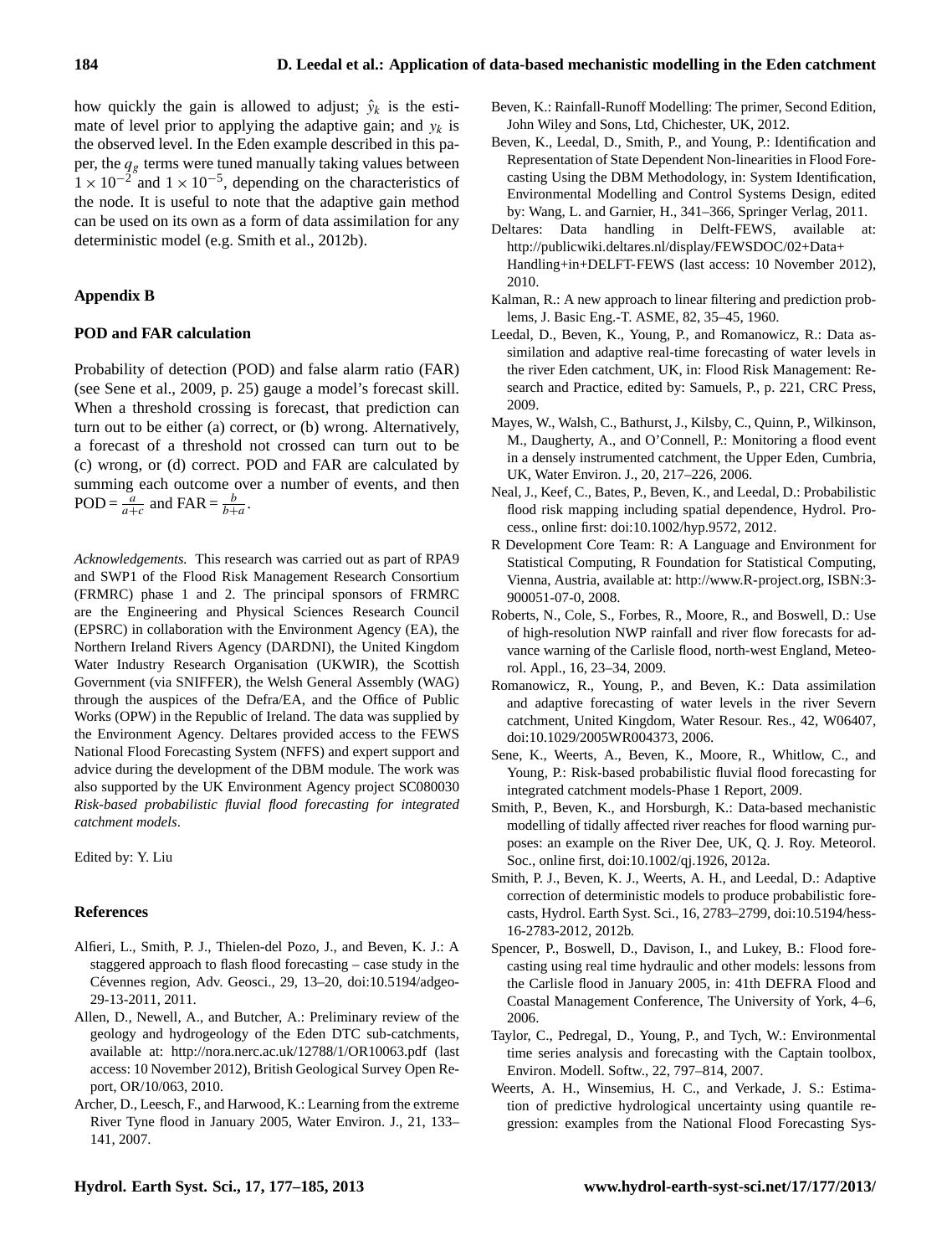how quickly the gain is allowed to adjust; $\hat{y}_k$ is the estimate of level prior to applying the adaptive gain; and $y_k$ is the observed level. In the Eden example described in this paper, the $q_g$ terms were tuned manually taking values between $1 \times 10^{-2}$ and $1 \times 10^{-5}$, depending on the characteristics of the node. It is useful to note that the adaptive gain method can be used on its own as a form of data assimilation for any deterministic model (e.g. Smith et al., 2012b).

## Appendix B

### POD and FAR calculation

Probability of detection (POD) and false alarm ratio (FAR) (see Sene et al., 2009, p. 25) gauge a model's forecast skill. When a threshold crossing is forecast, that prediction can turn out to be either (a) correct, or (b) wrong. Alternatively, a forecast of a threshold not crossed can turn out to be (c) wrong, or (d) correct. POD and FAR are calculated by summing each outcome over a number of events, and then $\text{POD} = \frac{a}{a+c}$ and $\text{FAR} = \frac{b}{b+a}$.

*Acknowledgements.* This research was carried out as part of RPA9 and SWP1 of the Flood Risk Management Research Consortium (FRMRC) phase 1 and 2. The principal sponsors of FRMRC are the Engineering and Physical Sciences Research Council (EPSRC) in collaboration with the Environment Agency (EA), the Northern Ireland Rivers Agency (DARDNI), the United Kingdom Water Industry Research Organisation (UKWIR), the Scottish Government (via SNIFFER), the Welsh General Assembly (WAG) through the auspices of the Defra/EA, and the Office of Public Works (OPW) in the Republic of Ireland. The data was supplied by the Environment Agency. Deltares provided access to the FEWS National Flood Forecasting System (NFFS) and expert support and advice during the development of the DBM module. The work was also supported by the UK Environment Agency project SC080030 *Risk-based probabilistic fluvial flood forecasting for integrated catchment models*.

Edited by: Y. Liu

## References

Alfieri, L., Smith, P. J., Thielen-del Pozo, J., and Beven, K. J.: A staggered approach to flash flood forecasting – case study in the Cévennes region, Adv. Geosci., 29, 13–20, doi:10.5194/adgeo-29-13-2011, 2011.

Allen, D., Newell, A., and Butcher, A.: Preliminary review of the geology and hydrogeology of the Eden DTC sub-catchments, available at: http://nora.nerc.ac.uk/12788/1/OR10063.pdf (last access: 10 November 2012), British Geological Survey Open Report, OR/10/063, 2010.

Archer, D., Leesch, F., and Harwood, K.: Learning from the extreme River Tyne flood in January 2005, Water Environ. J., 21, 133–141, 2007.

Beven, K.: Rainfall-Runoff Modelling: The primer, Second Edition, John Wiley and Sons, Ltd, Chichester, UK, 2012.

Beven, K., Leedal, D., Smith, P., and Young, P.: Identification and Representation of State Dependent Non-linearities in Flood Forecasting Using the DBM Methodology, in: System Identification, Environmental Modelling and Control Systems Design, edited by: Wang, L. and Garnier, H., 341–366, Springer Verlag, 2011.

Deltares: Data handling in Delft-FEWS, available at: http://publicwiki.deltares.nl/display/FEWSDOC/02+Data+Handling+in+DELFT-FEWS (last access: 10 November 2012), 2010.

Kalman, R.: A new approach to linear filtering and prediction problems, J. Basic Eng.-T. ASME, 82, 35–45, 1960.

Leedal, D., Beven, K., Young, P., and Romanowicz, R.: Data assimilation and adaptive real-time forecasting of water levels in the river Eden catchment, UK, in: Flood Risk Management: Research and Practice, edited by: Samuels, P., p. 221, CRC Press, 2009.

Mayes, W., Walsh, C., Bathurst, J., Kilsby, C., Quinn, P., Wilkinson, M., Daugherty, A., and O'Connell, P.: Monitoring a flood event in a densely instrumented catchment, the Upper Eden, Cumbria, UK, Water Environ. J., 20, 217–226, 2006.

Neal, J., Keef, C., Bates, P., Beven, K., and Leedal, D.: Probabilistic flood risk mapping including spatial dependence, Hydrol. Process., online first: doi:10.1002/hyp.9572, 2012.

R Development Core Team: R: A Language and Environment for Statistical Computing, R Foundation for Statistical Computing, Vienna, Austria, available at: http://www.R-project.org, ISBN:3-900051-07-0, 2008.

Roberts, N., Cole, S., Forbes, R., Moore, R., and Boswell, D.: Use of high-resolution NWP rainfall and river flow forecasts for advance warning of the Carlisle flood, north-west England, Meteorol. Appl., 16, 23–34, 2009.

Romanowicz, R., Young, P., and Beven, K.: Data assimilation and adaptive forecasting of water levels in the river Severn catchment, United Kingdom, Water Resour. Res., 42, W06407, doi:10.1029/2005WR004373, 2006.

Sene, K., Weerts, A., Beven, K., Moore, R., Whitlow, C., and Young, P.: Risk-based probabilistic fluvial flood forecasting for integrated catchment models-Phase 1 Report, 2009.

Smith, P., Beven, K., and Horsburgh, K.: Data-based mechanistic modelling of tidally affected river reaches for flood warning purposes: an example on the River Dee, UK, Q. J. Roy. Meteorol. Soc., online first, doi:10.1002/qj.1926, 2012a.

Smith, P. J., Beven, K. J., Weerts, A. H., and Leedal, D.: Adaptive correction of deterministic models to produce probabilistic forecasts, Hydrol. Earth Syst. Sci., 16, 2783–2799, doi:10.5194/hess-16-2783-2012, 2012b.

Spencer, P., Boswell, D., Davison, I., and Lukey, B.: Flood forecasting using real time hydraulic and other models: lessons from the Carlisle flood in January 2005, in: 41th DEFRA Flood and Coastal Management Conference, The University of York, 4–6, 2006.

Taylor, C., Pedregal, D., Young, P., and Tych, W.: Environmental time series analysis and forecasting with the Captain toolbox, Environ. Modell. Softw., 22, 797–814, 2007.

Weerts, A. H., Winsemius, H. C., and Verkade, J. S.: Estimation of predictive hydrological uncertainty using quantile regression: examples from the National Flood Forecasting Sys-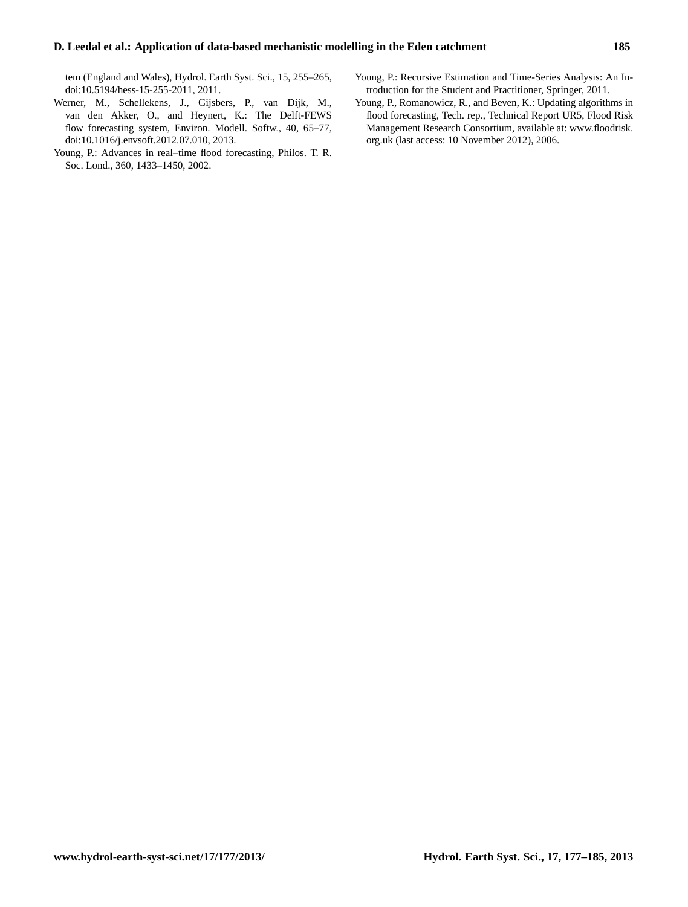tem (England and Wales), Hydrol. Earth Syst. Sci., 15, 255–265, doi:10.5194/hess-15-255-2011, 2011.

Werner, M., Schellekens, J., Gijsbers, P., van Dijk, M., van den Akker, O., and Heynert, K.: The Delft-FEWS flow forecasting system, Environ. Modell. Softw., 40, 65–77, doi:10.1016/j.envsoft.2012.07.010, 2013.

Young, P.: Advances in real–time flood forecasting, Philos. T. R. Soc. Lond., 360, 1433–1450, 2002.

Young, P.: Recursive Estimation and Time-Series Analysis: An Introduction for the Student and Practitioner, Springer, 2011.

Young, P., Romanowicz, R., and Beven, K.: Updating algorithms in flood forecasting, Tech. rep., Technical Report UR5, Flood Risk Management Research Consortium, available at: www.floodrisk.org.uk (last access: 10 November 2012), 2006.